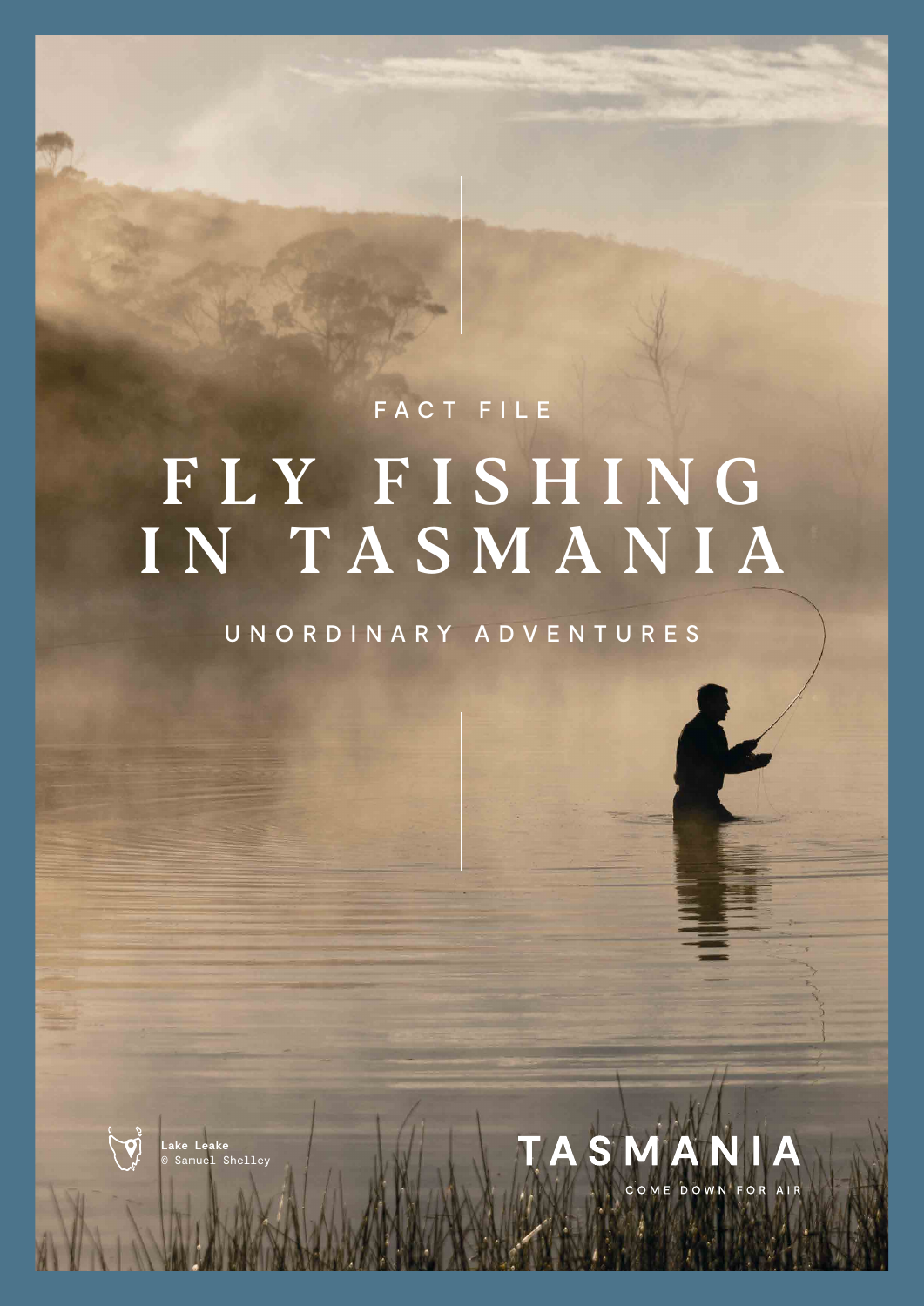FACT FILE

# FLY FISHING IN TASMANIA

UNORDINARY ADVENTURES

Lake Leake
© Samuel Shelley

TASMANIA

COME DOWN FOR AIR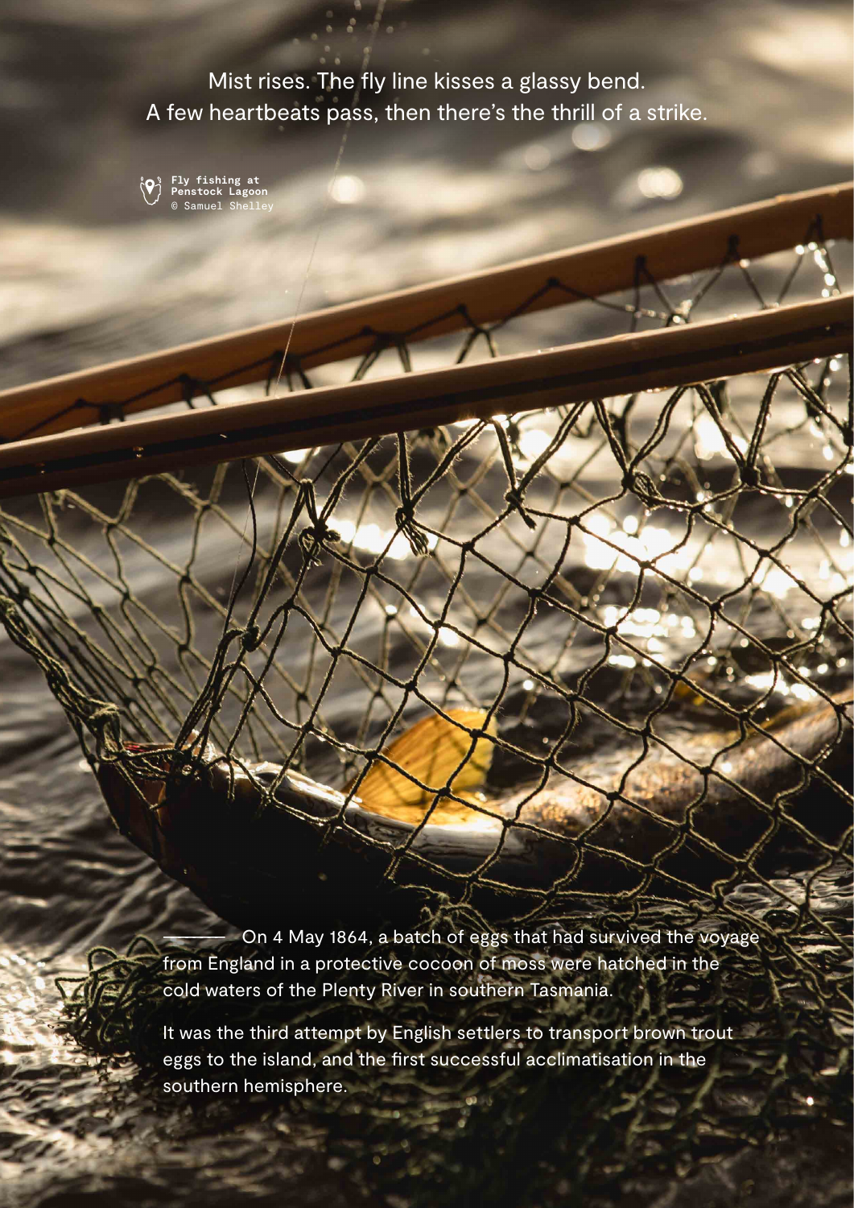Mist rises. The fly line kisses a glassy bend.
A few heartbeats pass, then there's the thrill of a strike.

**Fly fishing at Penstock Lagoon**
© Samuel Shelley

On 4 May 1864, a batch of eggs that had survived the voyage from England in a protective cocoon of moss were hatched in the cold waters of the Plenty River in southern Tasmania.

It was the third attempt by English settlers to transport brown trout eggs to the island, and the first successful acclimatisation in the southern hemisphere.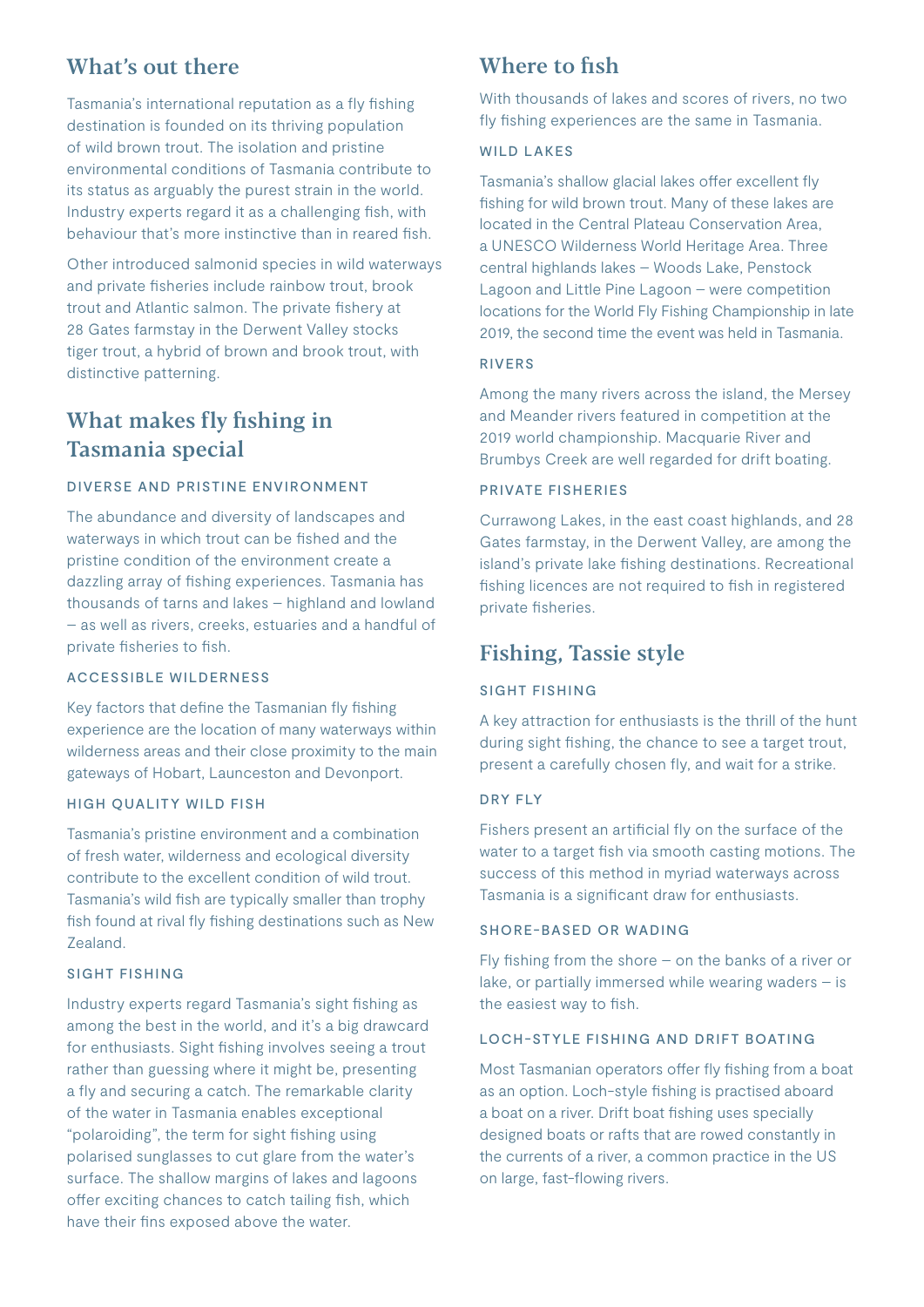## What's out there

Tasmania's international reputation as a fly fishing destination is founded on its thriving population of wild brown trout. The isolation and pristine environmental conditions of Tasmania contribute to its status as arguably the purest strain in the world. Industry experts regard it as a challenging fish, with behaviour that's more instinctive than in reared fish.

Other introduced salmonid species in wild waterways and private fisheries include rainbow trout, brook trout and Atlantic salmon. The private fishery at 28 Gates farmstay in the Derwent Valley stocks tiger trout, a hybrid of brown and brook trout, with distinctive patterning.

## What makes fly fishing in Tasmania special

### DIVERSE AND PRISTINE ENVIRONMENT

The abundance and diversity of landscapes and waterways in which trout can be fished and the pristine condition of the environment create a dazzling array of fishing experiences. Tasmania has thousands of tarns and lakes – highland and lowland – as well as rivers, creeks, estuaries and a handful of private fisheries to fish.

### ACCESSIBLE WILDERNESS

Key factors that define the Tasmanian fly fishing experience are the location of many waterways within wilderness areas and their close proximity to the main gateways of Hobart, Launceston and Devonport.

### HIGH QUALITY WILD FISH

Tasmania's pristine environment and a combination of fresh water, wilderness and ecological diversity contribute to the excellent condition of wild trout. Tasmania's wild fish are typically smaller than trophy fish found at rival fly fishing destinations such as New Zealand.

### SIGHT FISHING

Industry experts regard Tasmania's sight fishing as among the best in the world, and it's a big drawcard for enthusiasts. Sight fishing involves seeing a trout rather than guessing where it might be, presenting a fly and securing a catch. The remarkable clarity of the water in Tasmania enables exceptional "polaroiding", the term for sight fishing using polarised sunglasses to cut glare from the water's surface. The shallow margins of lakes and lagoons offer exciting chances to catch tailing fish, which have their fins exposed above the water.

## Where to fish

With thousands of lakes and scores of rivers, no two fly fishing experiences are the same in Tasmania.

### WILD LAKES

Tasmania's shallow glacial lakes offer excellent fly fishing for wild brown trout. Many of these lakes are located in the Central Plateau Conservation Area, a UNESCO Wilderness World Heritage Area. Three central highlands lakes – Woods Lake, Penstock Lagoon and Little Pine Lagoon – were competition locations for the World Fly Fishing Championship in late 2019, the second time the event was held in Tasmania.

### RIVERS

Among the many rivers across the island, the Mersey and Meander rivers featured in competition at the 2019 world championship. Macquarie River and Brumbys Creek are well regarded for drift boating.

### PRIVATE FISHERIES

Currawong Lakes, in the east coast highlands, and 28 Gates farmstay, in the Derwent Valley, are among the island's private lake fishing destinations. Recreational fishing licences are not required to fish in registered private fisheries.

## Fishing, Tassie style

### SIGHT FISHING

A key attraction for enthusiasts is the thrill of the hunt during sight fishing, the chance to see a target trout, present a carefully chosen fly, and wait for a strike.

### DRY FLY

Fishers present an artificial fly on the surface of the water to a target fish via smooth casting motions. The success of this method in myriad waterways across Tasmania is a significant draw for enthusiasts.

### SHORE-BASED OR WADING

Fly fishing from the shore – on the banks of a river or lake, or partially immersed while wearing waders – is the easiest way to fish.

### LOCH-STYLE FISHING AND DRIFT BOATING

Most Tasmanian operators offer fly fishing from a boat as an option. Loch-style fishing is practised aboard a boat on a river. Drift boat fishing uses specially designed boats or rafts that are rowed constantly in the currents of a river, a common practice in the US on large, fast-flowing rivers.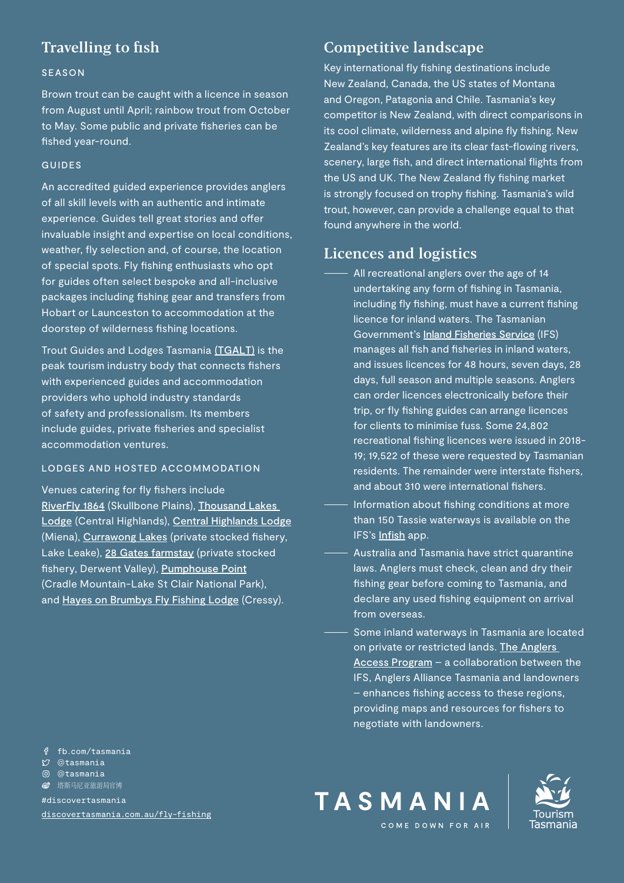## Travelling to fish

### SEASON

Brown trout can be caught with a licence in season from August until April; rainbow trout from October to May. Some public and private fisheries can be fished year-round.

### GUIDES

An accredited guided experience provides anglers of all skill levels with an authentic and intimate experience. Guides tell great stories and offer invaluable insight and expertise on local conditions, weather, fly selection and, of course, the location of special spots. Fly fishing enthusiasts who opt for guides often select bespoke and all-inclusive packages including fishing gear and transfers from Hobart or Launceston to accommodation at the doorstep of wilderness fishing locations.

Trout Guides and Lodges Tasmania (TGALT) is the peak tourism industry body that connects fishers with experienced guides and accommodation providers who uphold industry standards of safety and professionalism. Its members include guides, private fisheries and specialist accommodation ventures.

### LODGES AND HOSTED ACCOMMODATION

Venues catering for fly fishers include RiverFly 1864 (Skullbone Plains), Thousand Lakes Lodge (Central Highlands), Central Highlands Lodge (Miena), Currawong Lakes (private stocked fishery, Lake Leake), 28 Gates farmstay (private stocked fishery, Derwent Valley), Pumphouse Point (Cradle Mountain-Lake St Clair National Park), and Hayes on Brumbys Fly Fishing Lodge (Cressy).

## Competitive landscape

Key international fly fishing destinations include New Zealand, Canada, the US states of Montana and Oregon, Patagonia and Chile. Tasmania's key competitor is New Zealand, with direct comparisons in its cool climate, wilderness and alpine fly fishing. New Zealand's key features are its clear fast-flowing rivers, scenery, large fish, and direct international flights from the US and UK. The New Zealand fly fishing market is strongly focused on trophy fishing. Tasmania's wild trout, however, can provide a challenge equal to that found anywhere in the world.

## Licences and logistics

- All recreational anglers over the age of 14 undertaking any form of fishing in Tasmania, including fly fishing, must have a current fishing licence for inland waters. The Tasmanian Government's Inland Fisheries Service (IFS) manages all fish and fisheries in inland waters, and issues licences for 48 hours, seven days, 28 days, full season and multiple seasons. Anglers can order licences electronically before their trip, or fly fishing guides can arrange licences for clients to minimise fuss. Some 24,802 recreational fishing licences were issued in 2018-19; 19,522 of these were requested by Tasmanian residents. The remainder were interstate fishers, and about 310 were international fishers.
- Information about fishing conditions at more than 150 Tassie waterways is available on the IFS's Infish app.
- Australia and Tasmania have strict quarantine laws. Anglers must check, clean and dry their fishing gear before coming to Tasmania, and declare any used fishing equipment on arrival from overseas.
- Some inland waterways in Tasmania are located on private or restricted lands. The Anglers Access Program – a collaboration between the IFS, Anglers Alliance Tasmania and landowners – enhances fishing access to these regions, providing maps and resources for fishers to negotiate with landowners.

fb.com/tasmania
@tasmania
@tasmania
塔斯马尼亚旅游局官博

#discovertasmania
discovertasmania.com.au/fly-fishing

TASMANIA
COME DOWN FOR AIR

Tourism Tasmania